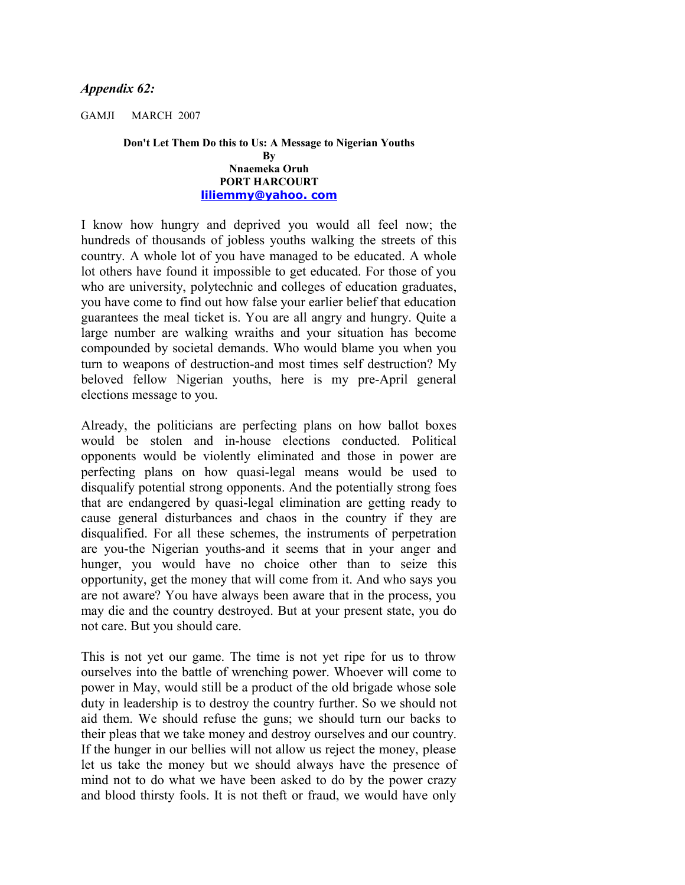*Appendix 62:*

GAMJI MARCH 2007

**Don't Let Them Do this to Us: A Message to Nigerian Youths**
**By**
**Nnaemeka Oruh**
**PORT HARCOURT**
**liliemmy@yahoo. com**

I know how hungry and deprived you would all feel now; the hundreds of thousands of jobless youths walking the streets of this country. A whole lot of you have managed to be educated. A whole lot others have found it impossible to get educated. For those of you who are university, polytechnic and colleges of education graduates, you have come to find out how false your earlier belief that education guarantees the meal ticket is. You are all angry and hungry. Quite a large number are walking wraiths and your situation has become compounded by societal demands. Who would blame you when you turn to weapons of destruction-and most times self destruction? My beloved fellow Nigerian youths, here is my pre-April general elections message to you.

Already, the politicians are perfecting plans on how ballot boxes would be stolen and in-house elections conducted. Political opponents would be violently eliminated and those in power are perfecting plans on how quasi-legal means would be used to disqualify potential strong opponents. And the potentially strong foes that are endangered by quasi-legal elimination are getting ready to cause general disturbances and chaos in the country if they are disqualified. For all these schemes, the instruments of perpetration are you-the Nigerian youths-and it seems that in your anger and hunger, you would have no choice other than to seize this opportunity, get the money that will come from it. And who says you are not aware? You have always been aware that in the process, you may die and the country destroyed. But at your present state, you do not care. But you should care.

This is not yet our game. The time is not yet ripe for us to throw ourselves into the battle of wrenching power. Whoever will come to power in May, would still be a product of the old brigade whose sole duty in leadership is to destroy the country further. So we should not aid them. We should refuse the guns; we should turn our backs to their pleas that we take money and destroy ourselves and our country. If the hunger in our bellies will not allow us reject the money, please let us take the money but we should always have the presence of mind not to do what we have been asked to do by the power crazy and blood thirsty fools. It is not theft or fraud, we would have only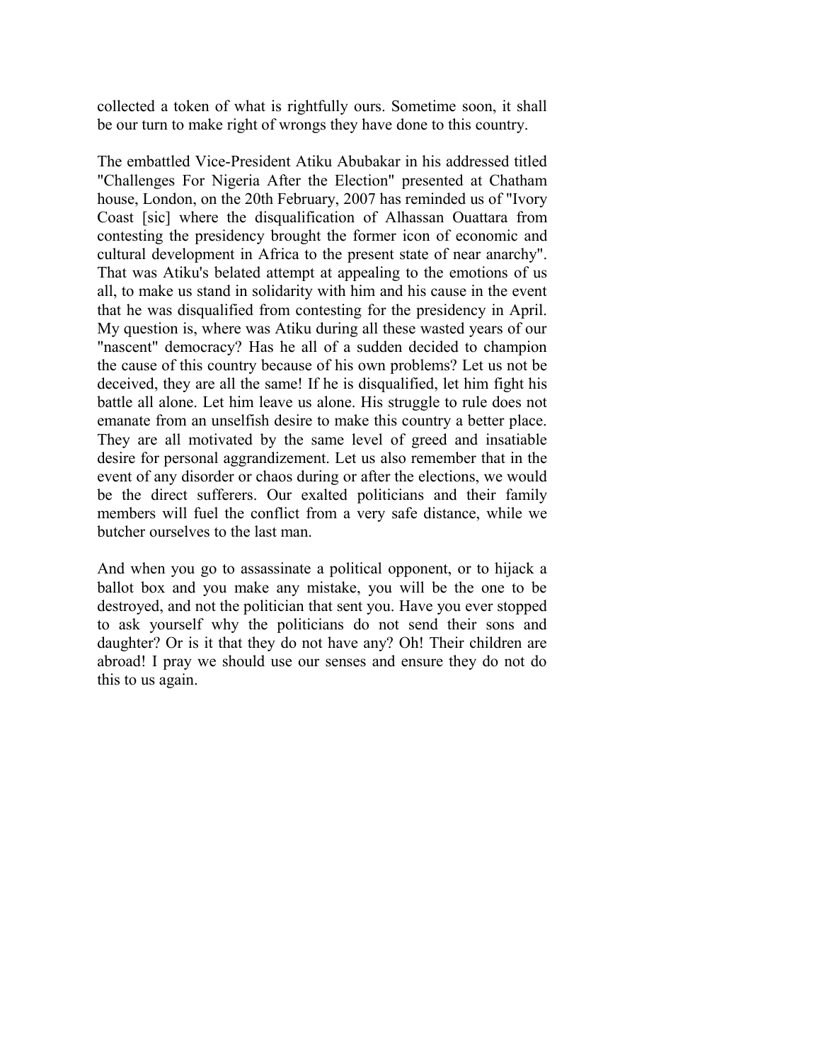collected a token of what is rightfully ours. Sometime soon, it shall be our turn to make right of wrongs they have done to this country.

The embattled Vice-President Atiku Abubakar in his addressed titled "Challenges For Nigeria After the Election" presented at Chatham house, London, on the 20th February, 2007 has reminded us of "Ivory Coast [sic] where the disqualification of Alhassan Ouattara from contesting the presidency brought the former icon of economic and cultural development in Africa to the present state of near anarchy". That was Atiku's belated attempt at appealing to the emotions of us all, to make us stand in solidarity with him and his cause in the event that he was disqualified from contesting for the presidency in April. My question is, where was Atiku during all these wasted years of our "nascent" democracy? Has he all of a sudden decided to champion the cause of this country because of his own problems? Let us not be deceived, they are all the same! If he is disqualified, let him fight his battle all alone. Let him leave us alone. His struggle to rule does not emanate from an unselfish desire to make this country a better place. They are all motivated by the same level of greed and insatiable desire for personal aggrandizement. Let us also remember that in the event of any disorder or chaos during or after the elections, we would be the direct sufferers. Our exalted politicians and their family members will fuel the conflict from a very safe distance, while we butcher ourselves to the last man.

And when you go to assassinate a political opponent, or to hijack a ballot box and you make any mistake, you will be the one to be destroyed, and not the politician that sent you. Have you ever stopped to ask yourself why the politicians do not send their sons and daughter? Or is it that they do not have any? Oh! Their children are abroad! I pray we should use our senses and ensure they do not do this to us again.